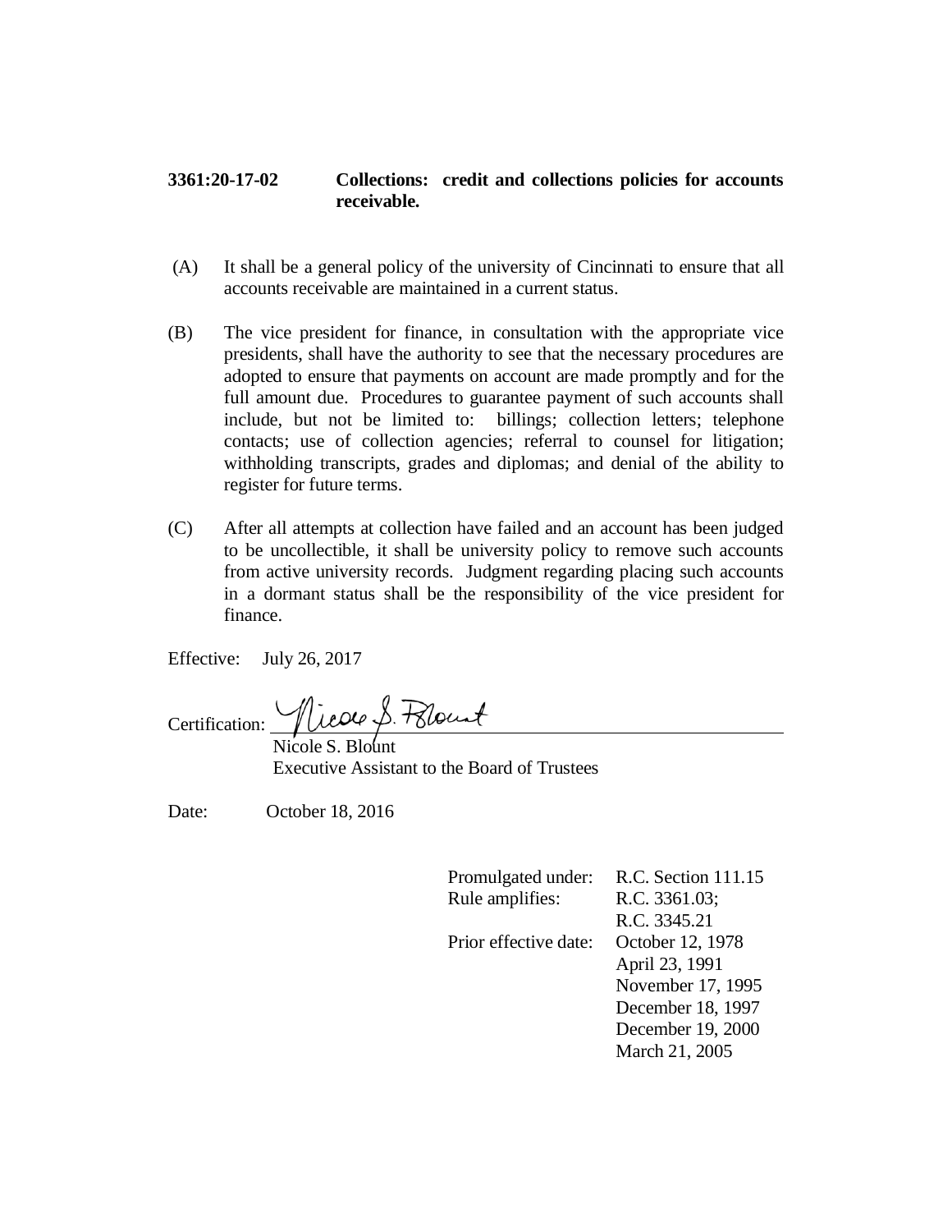**3361:20-17-02 Collections: credit and collections policies for accounts receivable.**

(A) It shall be a general policy of the university of Cincinnati to ensure that all accounts receivable are maintained in a current status.

(B) The vice president for finance, in consultation with the appropriate vice presidents, shall have the authority to see that the necessary procedures are adopted to ensure that payments on account are made promptly and for the full amount due. Procedures to guarantee payment of such accounts shall include, but not be limited to: billings; collection letters; telephone contacts; use of collection agencies; referral to counsel for litigation; withholding transcripts, grades and diplomas; and denial of the ability to register for future terms.

(C) After all attempts at collection have failed and an account has been judged to be uncollectible, it shall be university policy to remove such accounts from active university records. Judgment regarding placing such accounts in a dormant status shall be the responsibility of the vice president for finance.

Effective: July 26, 2017

Certification: ______________________________
Nicole S. Blount
Executive Assistant to the Board of Trustees

Date: October 18, 2016

| | |
|---|---|
| Promulgated under: | R.C. Section 111.15 |
| Rule amplifies: | R.C. 3361.03; R.C. 3345.21 |
| Prior effective date: | October 12, 1978 April 23, 1991 November 17, 1995 December 18, 1997 December 19, 2000 March 21, 2005 |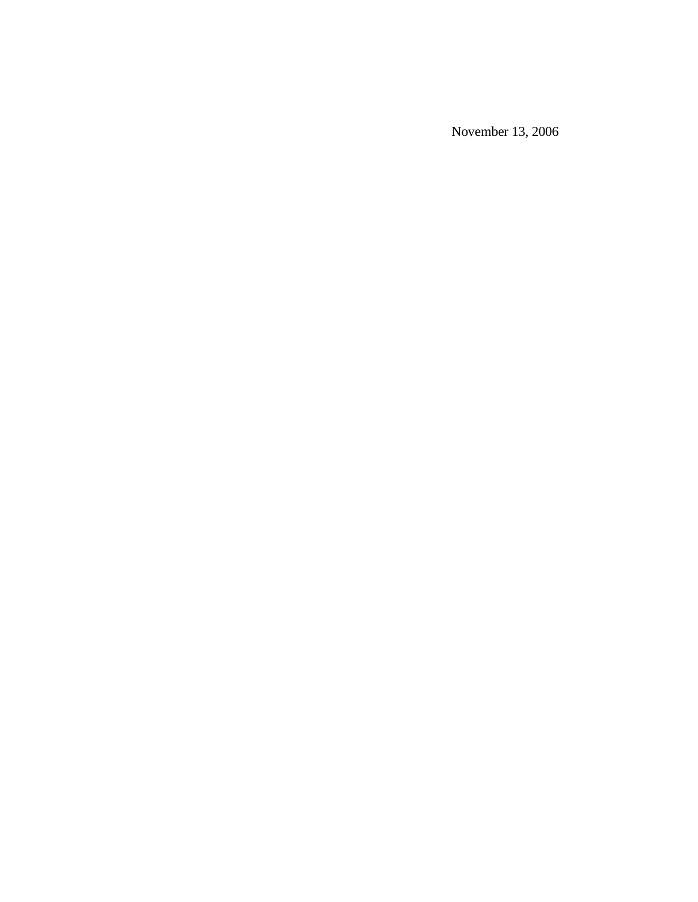November 13, 2006